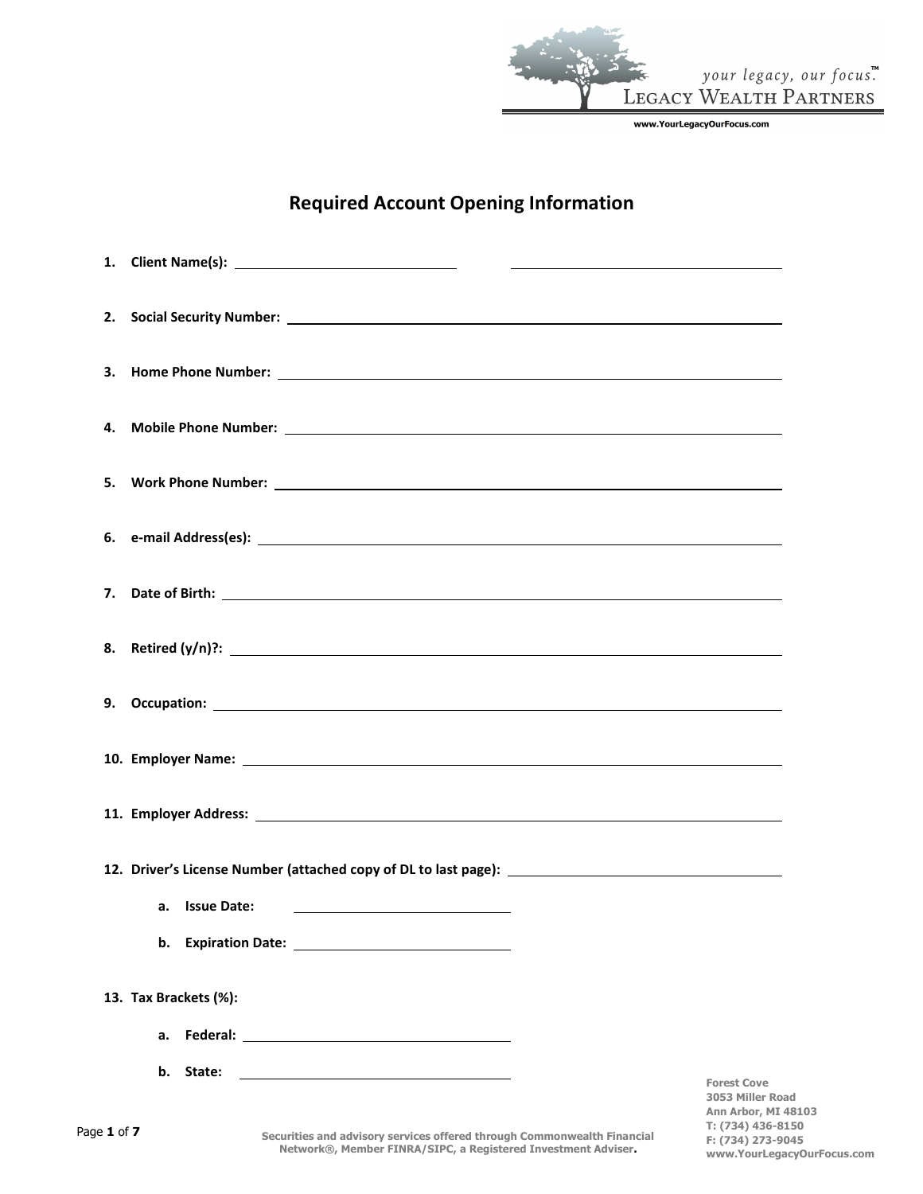your legacy, our focus.™
Legacy Wealth Partners
www.YourLegacyOurFocus.com

# Required Account Opening Information

1. **Client Name(s):** ______________________ ______________________
2. **Social Security Number:** ______________________
3. **Home Phone Number:** ______________________
4. **Mobile Phone Number:** ______________________
5. **Work Phone Number:** ______________________
6. **e-mail Address(es):** ______________________
7. **Date of Birth:** ______________________
8. **Retired (y/n)?:** ______________________
9. **Occupation:** ______________________
10. **Employer Name:** ______________________
11. **Employer Address:** ______________________
12. **Driver's License Number (attached copy of DL to last page):** ______________________
    a. **Issue Date:** ______________________
    b. **Expiration Date:** ______________________
13. **Tax Brackets (%):**
    a. **Federal:** ______________________
    b. **State:** ______________________

Securities and advisory services offered through Commonwealth Financial Network®, Member FINRA/SIPC, a Registered Investment Adviser.

Forest Cove
3053 Miller Road
Ann Arbor, MI 48103
T: (734) 436-8150
F: (734) 273-9045
www.YourLegacyOurFocus.com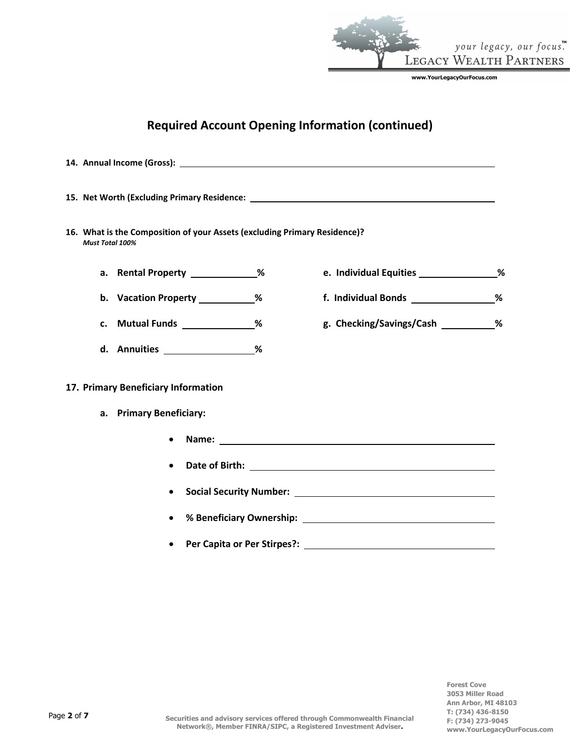## Required Account Opening Information (continued)

**14. Annual Income (Gross):** ______________________________

**15. Net Worth (Excluding Primary Residence:** ______________________________

**16. What is the Composition of your Assets (excluding Primary Residence)?**
***Must Total 100%***

- **a. Rental Property** __________%
- **b. Vacation Property** __________%
- **c. Mutual Funds** __________%
- **d. Annuities** __________%
- **e. Individual Equities** __________%
- **f. Individual Bonds** __________%
- **g. Checking/Savings/Cash** __________%

**17. Primary Beneficiary Information**

**a. Primary Beneficiary:**

- **Name:** ______________________________
- **Date of Birth:** ______________________________
- **Social Security Number:** ______________________________
- **% Beneficiary Ownership:** ______________________________
- **Per Capita or Per Stirpes?:** ______________________________

Securities and advisory services offered through Commonwealth Financial Network®, Member FINRA/SIPC, a Registered Investment Adviser.

Forest Cove
3053 Miller Road
Ann Arbor, MI 48103
T: (734) 436-8150
F: (734) 273-9045
www.YourLegacyOurFocus.com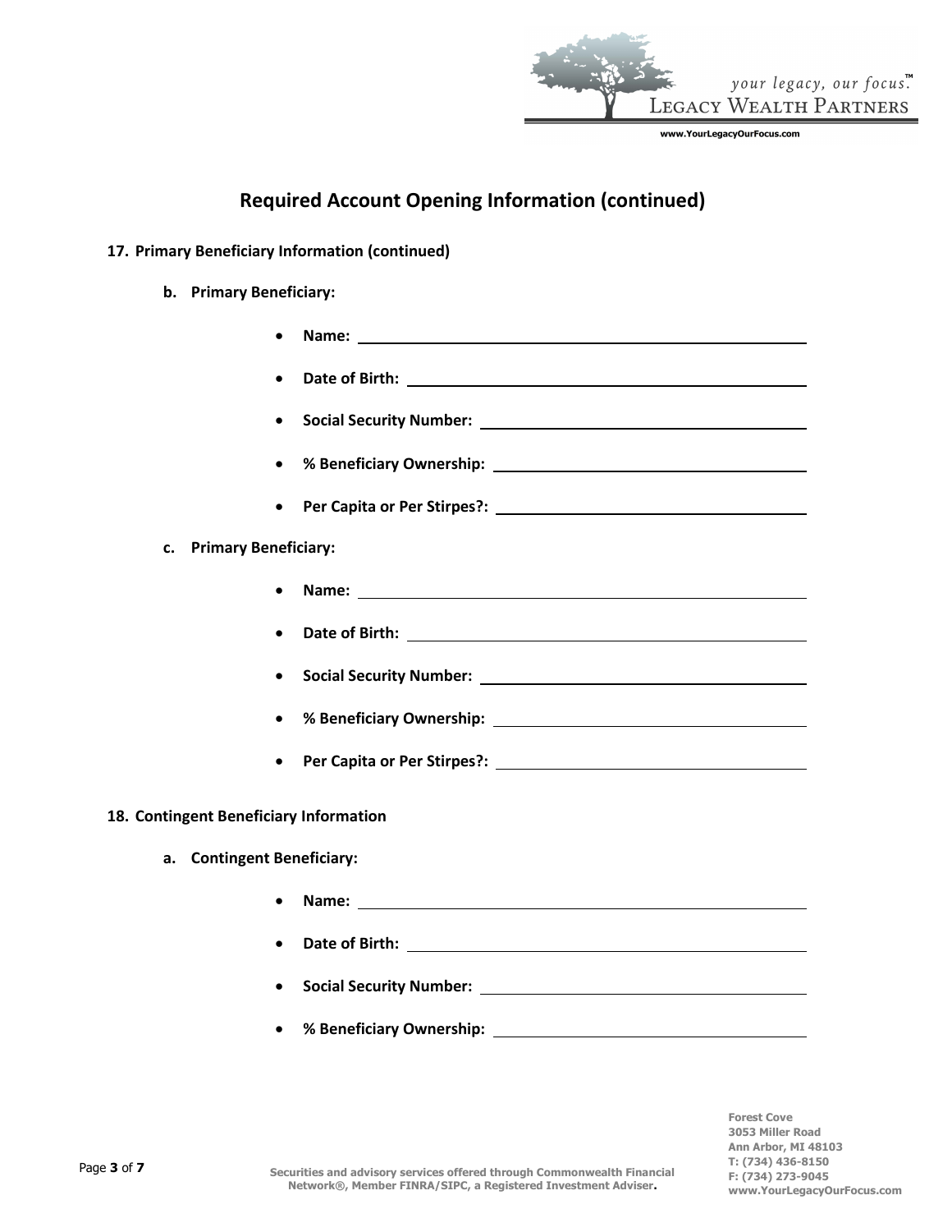# Required Account Opening Information (continued)

**17. Primary Beneficiary Information (continued)**

**b. Primary Beneficiary:**

- **Name:** ______________________________
- **Date of Birth:** ______________________________
- **Social Security Number:** ______________________________
- **% Beneficiary Ownership:** ______________________________
- **Per Capita or Per Stirpes?:** ______________________________

**c. Primary Beneficiary:**

- **Name:** ______________________________
- **Date of Birth:** ______________________________
- **Social Security Number:** ______________________________
- **% Beneficiary Ownership:** ______________________________
- **Per Capita or Per Stirpes?:** ______________________________

**18. Contingent Beneficiary Information**

**a. Contingent Beneficiary:**

- **Name:** ______________________________
- **Date of Birth:** ______________________________
- **Social Security Number:** ______________________________
- **% Beneficiary Ownership:** ______________________________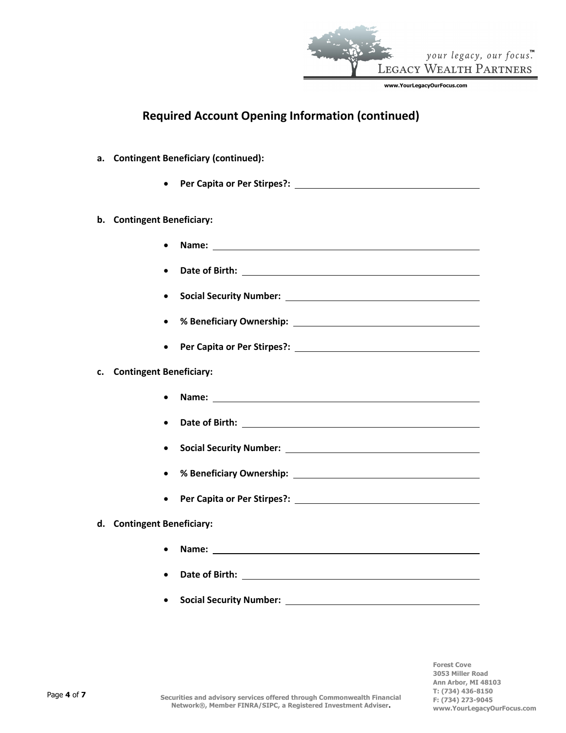## Required Account Opening Information (continued)

**a. Contingent Beneficiary (continued):**

- **Per Capita or Per Stirpes?:** ______________________

**b. Contingent Beneficiary:**

- **Name:** ______________________
- **Date of Birth:** ______________________
- **Social Security Number:** ______________________
- **% Beneficiary Ownership:** ______________________
- **Per Capita or Per Stirpes?:** ______________________

**c. Contingent Beneficiary:**

- **Name:** ______________________
- **Date of Birth:** ______________________
- **Social Security Number:** ______________________
- **% Beneficiary Ownership:** ______________________
- **Per Capita or Per Stirpes?:** ______________________

**d. Contingent Beneficiary:**

- **Name:** ______________________
- **Date of Birth:** ______________________
- **Social Security Number:** ______________________

**Securities and advisory services offered through Commonwealth Financial Network®, Member FINRA/SIPC, a Registered Investment Adviser.**

**Forest Cove**
**3053 Miller Road**
**Ann Arbor, MI 48103**
**T: (734) 436-8150**
**F: (734) 273-9045**
**www.YourLegacyOurFocus.com**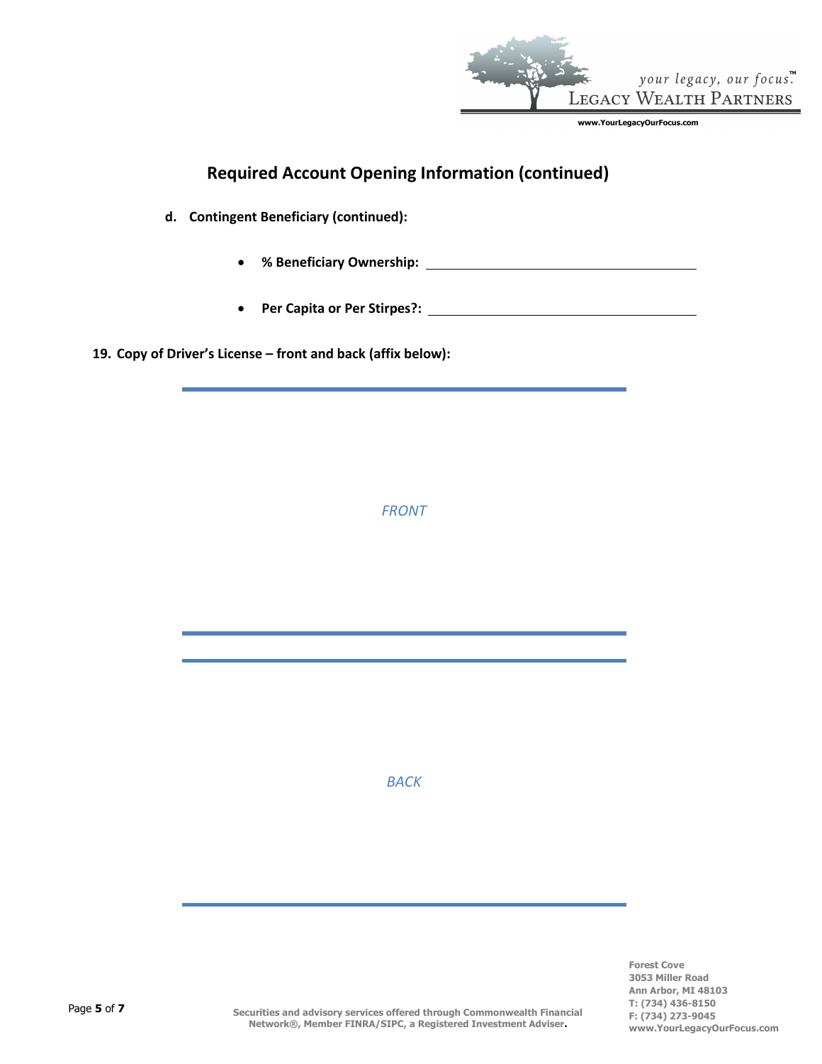## Required Account Opening Information (continued)

**d. Contingent Beneficiary (continued):**

- **% Beneficiary Ownership:** ______________________________
- **Per Capita or Per Stirpes?:** ______________________________

**19. Copy of Driver's License – front and back (affix below):**

*FRONT*

*BACK*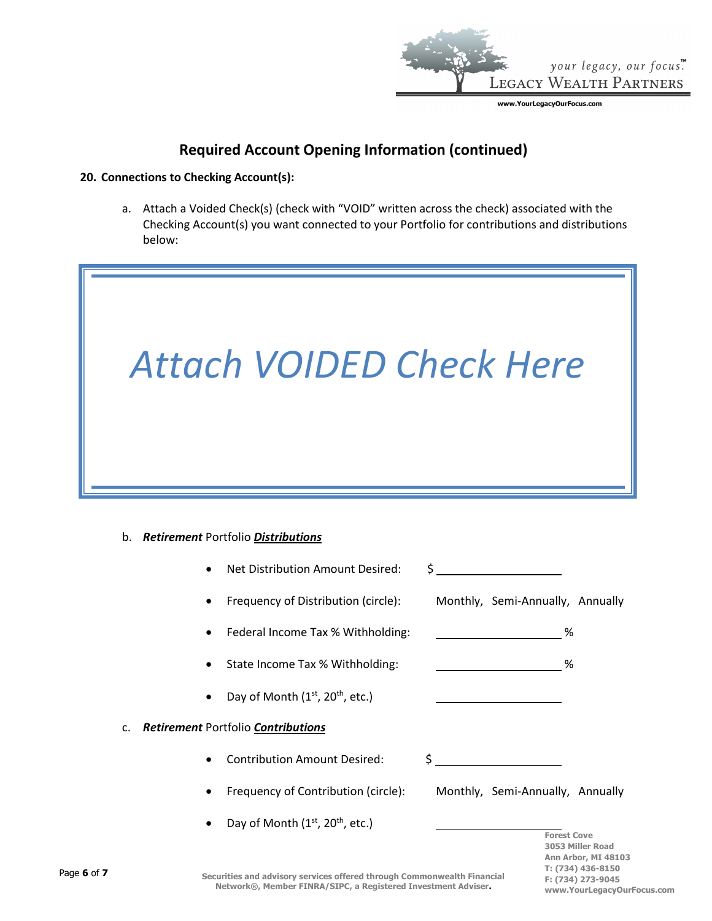## Required Account Opening Information (continued)

**20. Connections to Checking Account(s):**

a. Attach a Voided Check(s) (check with "VOID" written across the check) associated with the Checking Account(s) you want connected to your Portfolio for contributions and distributions below:

*Attach VOIDED Check Here*

b. ***Retirement*** Portfolio ***Distributions***

- Net Distribution Amount Desired: $ ____________________
- Frequency of Distribution (circle): Monthly, Semi-Annually, Annually
- Federal Income Tax % Withholding: ____________________ %
- State Income Tax % Withholding: ____________________ %
- Day of Month (1st, 20th, etc.) ____________________

c. ***Retirement*** Portfolio ***Contributions***

- Contribution Amount Desired: $ ____________________
- Frequency of Contribution (circle): Monthly, Semi-Annually, Annually
- Day of Month (1st, 20th, etc.) ____________________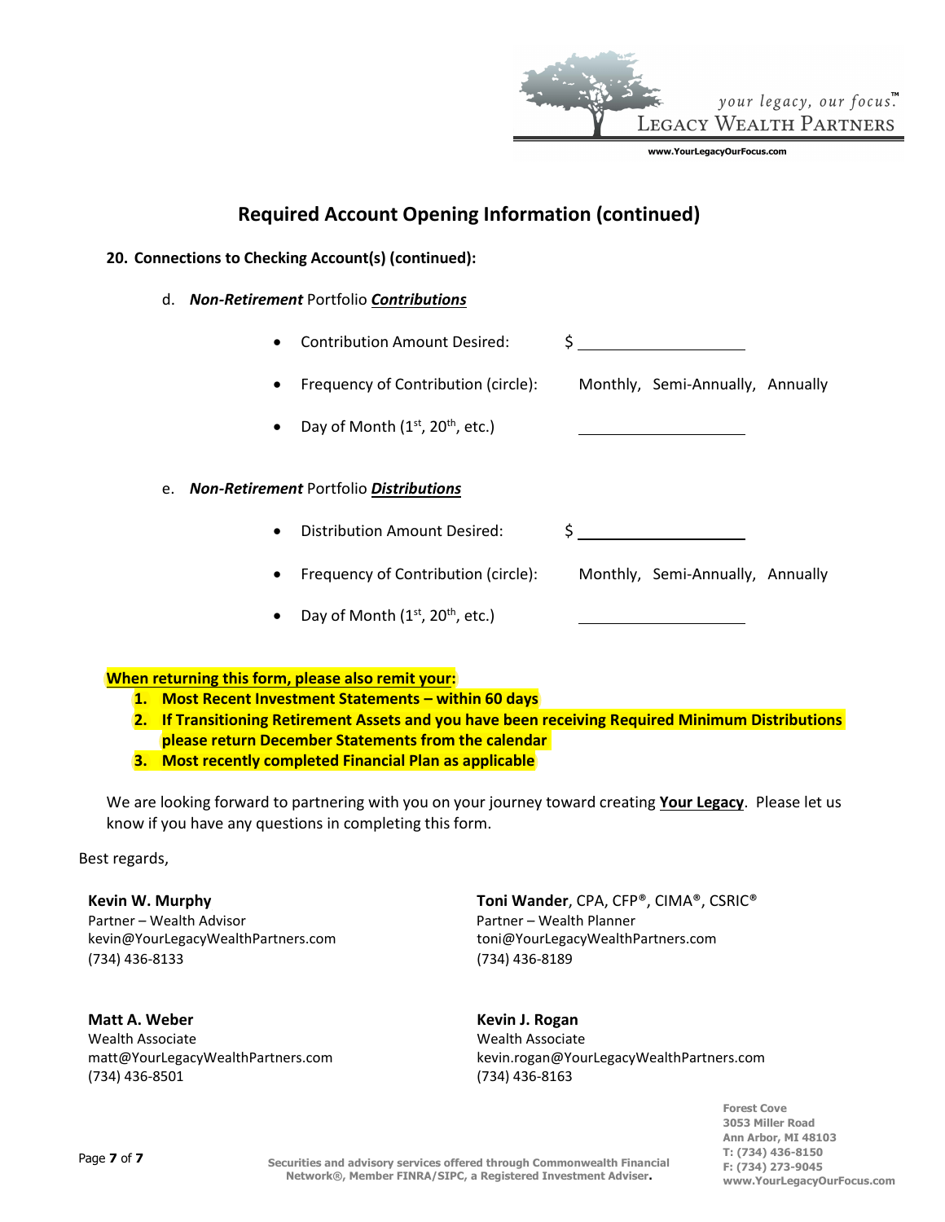your legacy, our focus.™
LEGACY WEALTH PARTNERS
www.YourLegacyOurFocus.com

## Required Account Opening Information (continued)

**20. Connections to Checking Account(s) (continued):**

d. ***Non-Retirement*** Portfolio ***<u>Contributions</u>***

- Contribution Amount Desired: $ ____________________
- Frequency of Contribution (circle): Monthly, Semi-Annually, Annually
- Day of Month (1st, 20th, etc.) ____________________

e. ***Non-Retirement*** Portfolio ***<u>Distributions</u>***

- Distribution Amount Desired: $ ____________________
- Frequency of Contribution (circle): Monthly, Semi-Annually, Annually
- Day of Month (1st, 20th, etc.) ____________________

**<u>When returning this form, please also remit your:</u>**

1. **Most Recent Investment Statements – within 60 days**
2. **If Transitioning Retirement Assets and you have been receiving Required Minimum Distributions please return December Statements from the calendar**
3. **Most recently completed Financial Plan as applicable**

We are looking forward to partnering with you on your journey toward creating **<u>Your Legacy</u>**. Please let us know if you have any questions in completing this form.

Best regards,

**Kevin W. Murphy**
Partner – Wealth Advisor
kevin@YourLegacyWealthPartners.com
(734) 436-8133

**Toni Wander**, CPA, CFP®, CIMA®, CSRIC®
Partner – Wealth Planner
toni@YourLegacyWealthPartners.com
(734) 436-8189

**Matt A. Weber**
Wealth Associate
matt@YourLegacyWealthPartners.com
(734) 436-8501

**Kevin J. Rogan**
Wealth Associate
kevin.rogan@YourLegacyWealthPartners.com
(734) 436-8163

Securities and advisory services offered through Commonwealth Financial Network®, Member FINRA/SIPC, a Registered Investment Adviser.

Forest Cove
3053 Miller Road
Ann Arbor, MI 48103
T: (734) 436-8150
F: (734) 273-9045
www.YourLegacyOurFocus.com